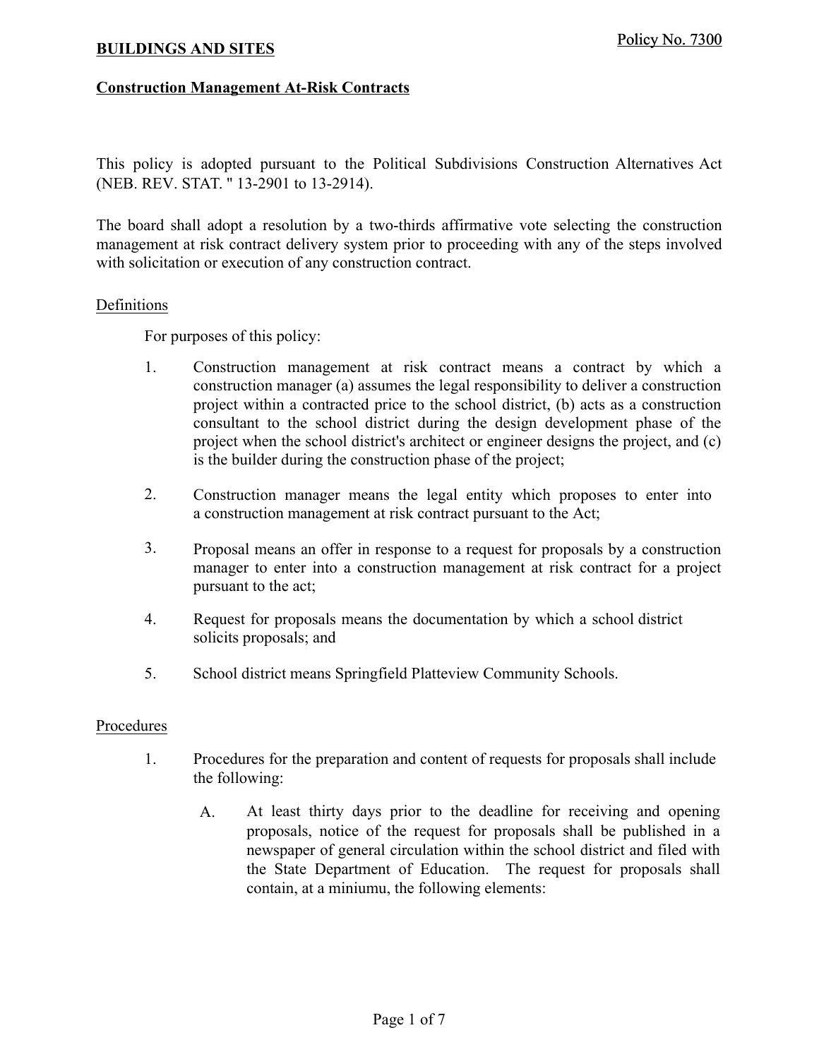**BUILDINGS AND SITES**

Policy No. 7300

**Construction Management At-Risk Contracts**

This policy is adopted pursuant to the Political Subdivisions Construction Alternatives Act (NEB. REV. STAT. " 13-2901 to 13-2914).

The board shall adopt a resolution by a two-thirds affirmative vote selecting the construction management at risk contract delivery system prior to proceeding with any of the steps involved with solicitation or execution of any construction contract.

Definitions

For purposes of this policy:

1. Construction management at risk contract means a contract by which a construction manager (a) assumes the legal responsibility to deliver a construction project within a contracted price to the school district, (b) acts as a construction consultant to the school district during the design development phase of the project when the school district's architect or engineer designs the project, and (c) is the builder during the construction phase of the project;

2. Construction manager means the legal entity which proposes to enter into a construction management at risk contract pursuant to the Act;

3. Proposal means an offer in response to a request for proposals by a construction manager to enter into a construction management at risk contract for a project pursuant to the act;

4. Request for proposals means the documentation by which a school district solicits proposals; and

5. School district means Springfield Platteview Community Schools.

Procedures

1. Procedures for the preparation and content of requests for proposals shall include the following:

   A. At least thirty days prior to the deadline for receiving and opening proposals, notice of the request for proposals shall be published in a newspaper of general circulation within the school district and filed with the State Department of Education. The request for proposals shall contain, at a miniumu, the following elements: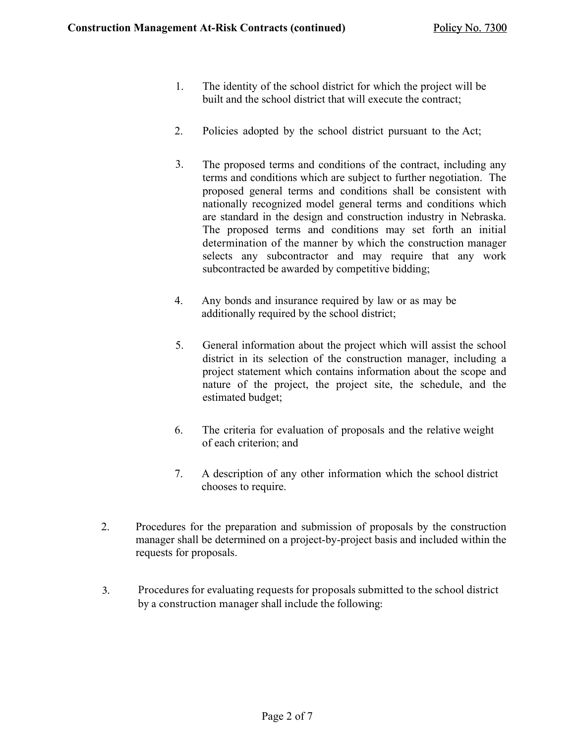1. The identity of the school district for which the project will be built and the school district that will execute the contract;

2. Policies adopted by the school district pursuant to the Act;

3. The proposed terms and conditions of the contract, including any terms and conditions which are subject to further negotiation. The proposed general terms and conditions shall be consistent with nationally recognized model general terms and conditions which are standard in the design and construction industry in Nebraska. The proposed terms and conditions may set forth an initial determination of the manner by which the construction manager selects any subcontractor and may require that any work subcontracted be awarded by competitive bidding;

4. Any bonds and insurance required by law or as may be additionally required by the school district;

5. General information about the project which will assist the school district in its selection of the construction manager, including a project statement which contains information about the scope and nature of the project, the project site, the schedule, and the estimated budget;

6. The criteria for evaluation of proposals and the relative weight of each criterion; and

7. A description of any other information which the school district chooses to require.

2. Procedures for the preparation and submission of proposals by the construction manager shall be determined on a project-by-project basis and included within the requests for proposals.

3. Procedures for evaluating requests for proposals submitted to the school district by a construction manager shall include the following: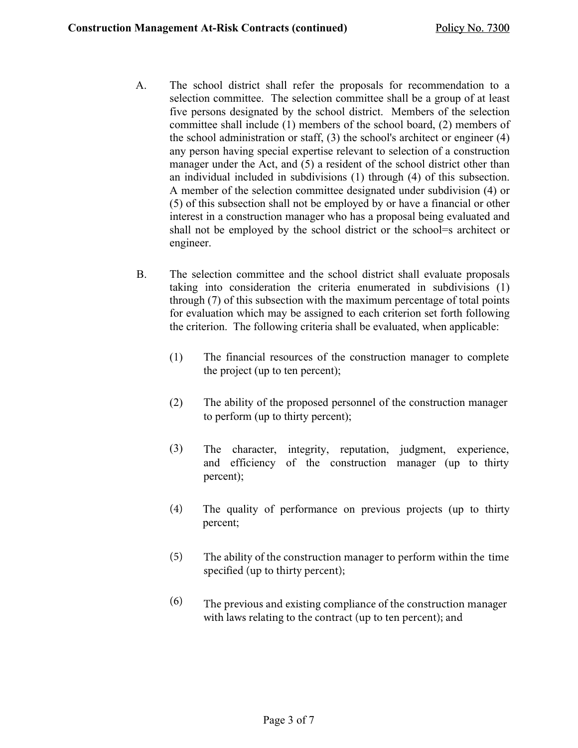A. The school district shall refer the proposals for recommendation to a selection committee. The selection committee shall be a group of at least five persons designated by the school district. Members of the selection committee shall include (1) members of the school board, (2) members of the school administration or staff, (3) the school's architect or engineer (4) any person having special expertise relevant to selection of a construction manager under the Act, and (5) a resident of the school district other than an individual included in subdivisions (1) through (4) of this subsection. A member of the selection committee designated under subdivision (4) or (5) of this subsection shall not be employed by or have a financial or other interest in a construction manager who has a proposal being evaluated and shall not be employed by the school district or the school=s architect or engineer.

B. The selection committee and the school district shall evaluate proposals taking into consideration the criteria enumerated in subdivisions (1) through (7) of this subsection with the maximum percentage of total points for evaluation which may be assigned to each criterion set forth following the criterion. The following criteria shall be evaluated, when applicable:

   (1) The financial resources of the construction manager to complete the project (up to ten percent);

   (2) The ability of the proposed personnel of the construction manager to perform (up to thirty percent);

   (3) The character, integrity, reputation, judgment, experience, and efficiency of the construction manager (up to thirty percent);

   (4) The quality of performance on previous projects (up to thirty percent;

   (5) The ability of the construction manager to perform within the time specified (up to thirty percent);

   (6) The previous and existing compliance of the construction manager with laws relating to the contract (up to ten percent); and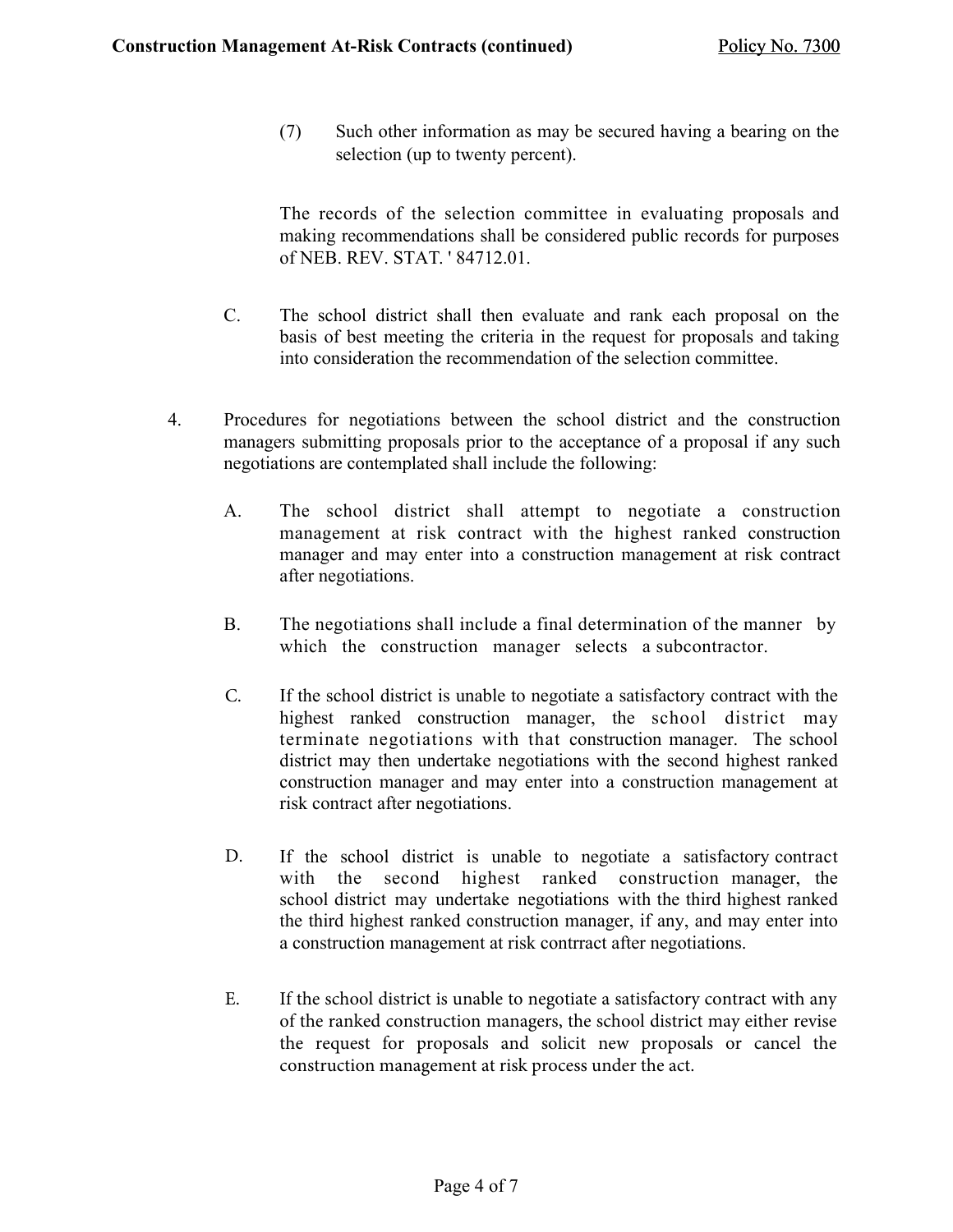(7) Such other information as may be secured having a bearing on the selection (up to twenty percent).

The records of the selection committee in evaluating proposals and making recommendations shall be considered public records for purposes of NEB. REV. STAT. ' 84712.01.

C. The school district shall then evaluate and rank each proposal on the basis of best meeting the criteria in the request for proposals and taking into consideration the recommendation of the selection committee.

4. Procedures for negotiations between the school district and the construction managers submitting proposals prior to the acceptance of a proposal if any such negotiations are contemplated shall include the following:

A. The school district shall attempt to negotiate a construction management at risk contract with the highest ranked construction manager and may enter into a construction management at risk contract after negotiations.

B. The negotiations shall include a final determination of the manner by which the construction manager selects a subcontractor.

C. If the school district is unable to negotiate a satisfactory contract with the highest ranked construction manager, the school district may terminate negotiations with that construction manager. The school district may then undertake negotiations with the second highest ranked construction manager and may enter into a construction management at risk contract after negotiations.

D. If the school district is unable to negotiate a satisfactory contract with the second highest ranked construction manager, the school district may undertake negotiations with the third highest ranked the third highest ranked construction manager, if any, and may enter into a construction management at risk contrract after negotiations.

E. If the school district is unable to negotiate a satisfactory contract with any of the ranked construction managers, the school district may either revise the request for proposals and solicit new proposals or cancel the construction management at risk process under the act.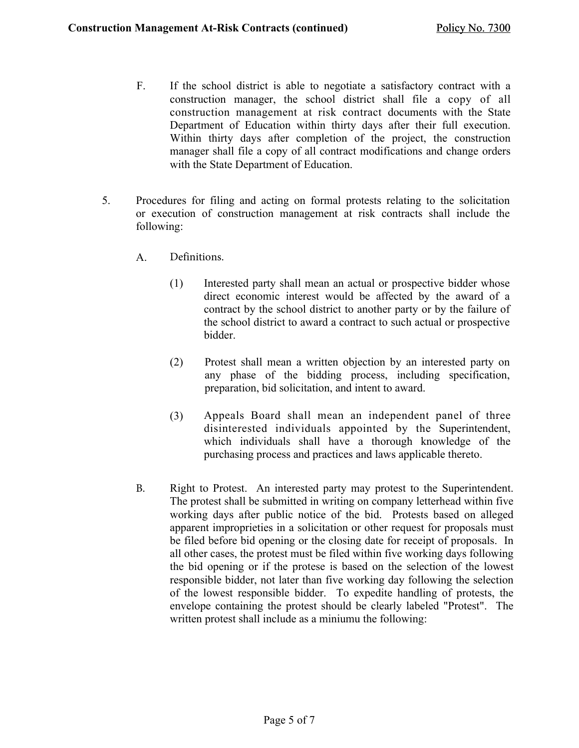F. If the school district is able to negotiate a satisfactory contract with a construction manager, the school district shall file a copy of all construction management at risk contract documents with the State Department of Education within thirty days after their full execution. Within thirty days after completion of the project, the construction manager shall file a copy of all contract modifications and change orders with the State Department of Education.

5. Procedures for filing and acting on formal protests relating to the solicitation or execution of construction management at risk contracts shall include the following:

   A. Definitions.

      (1) Interested party shall mean an actual or prospective bidder whose direct economic interest would be affected by the award of a contract by the school district to another party or by the failure of the school district to award a contract to such actual or prospective bidder.

      (2) Protest shall mean a written objection by an interested party on any phase of the bidding process, including specification, preparation, bid solicitation, and intent to award.

      (3) Appeals Board shall mean an independent panel of three disinterested individuals appointed by the Superintendent, which individuals shall have a thorough knowledge of the purchasing process and practices and laws applicable thereto.

   B. Right to Protest. An interested party may protest to the Superintendent. The protest shall be submitted in writing on company letterhead within five working days after public notice of the bid. Protests based on alleged apparent improprieties in a solicitation or other request for proposals must be filed before bid opening or the closing date for receipt of proposals. In all other cases, the protest must be filed within five working days following the bid opening or if the protese is based on the selection of the lowest responsible bidder, not later than five working day following the selection of the lowest responsible bidder. To expedite handling of protests, the envelope containing the protest should be clearly labeled "Protest". The written protest shall include as a miniumu the following: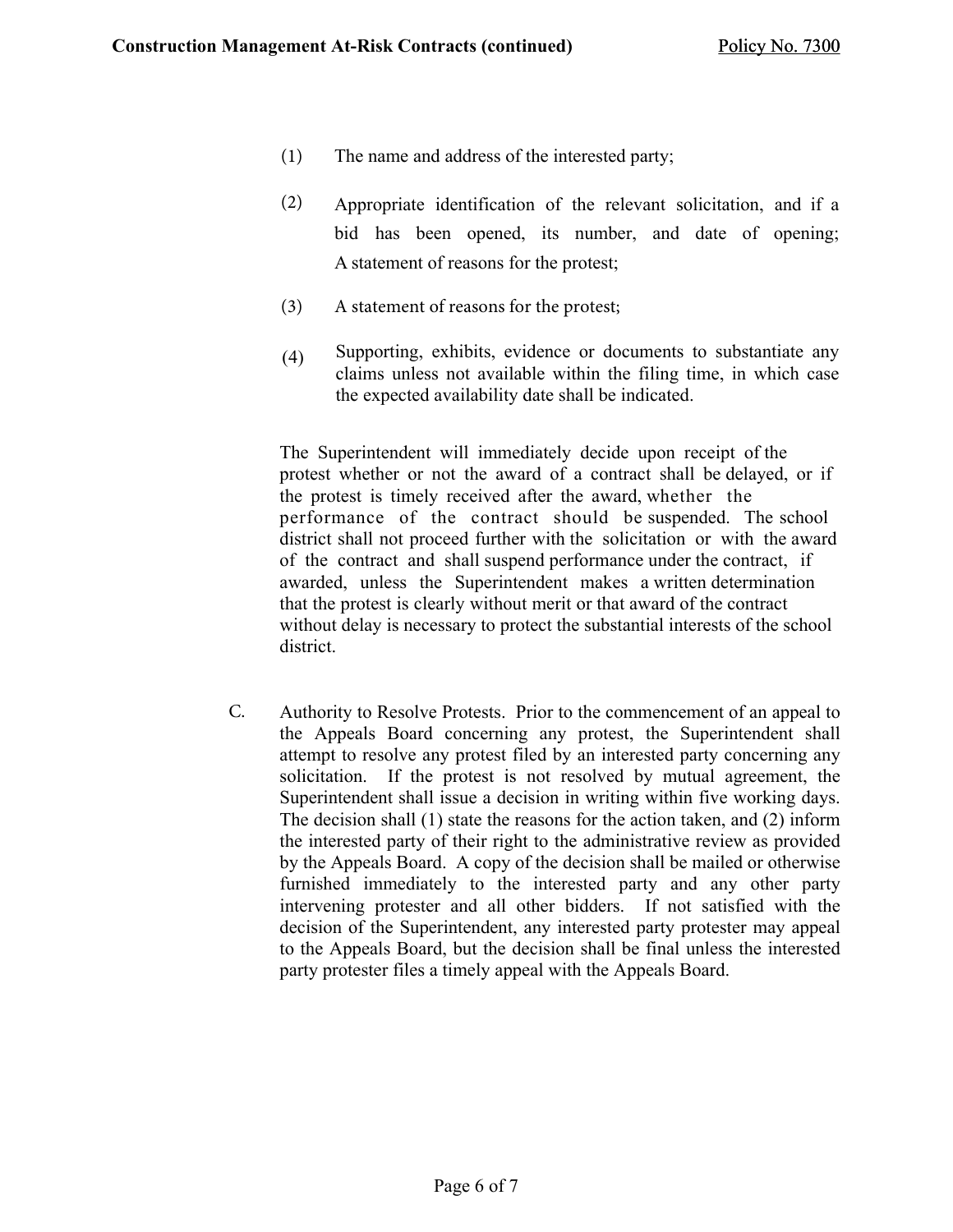(1) The name and address of the interested party;

(2) Appropriate identification of the relevant solicitation, and if a bid has been opened, its number, and date of opening; A statement of reasons for the protest;

(3) A statement of reasons for the protest;

(4) Supporting, exhibits, evidence or documents to substantiate any claims unless not available within the filing time, in which case the expected availability date shall be indicated.

The Superintendent will immediately decide upon receipt of the protest whether or not the award of a contract shall be delayed, or if the protest is timely received after the award, whether the performance of the contract should be suspended. The school district shall not proceed further with the solicitation or with the award of the contract and shall suspend performance under the contract, if awarded, unless the Superintendent makes a written determination that the protest is clearly without merit or that award of the contract without delay is necessary to protect the substantial interests of the school district.

C. Authority to Resolve Protests. Prior to the commencement of an appeal to the Appeals Board concerning any protest, the Superintendent shall attempt to resolve any protest filed by an interested party concerning any solicitation. If the protest is not resolved by mutual agreement, the Superintendent shall issue a decision in writing within five working days. The decision shall (1) state the reasons for the action taken, and (2) inform the interested party of their right to the administrative review as provided by the Appeals Board. A copy of the decision shall be mailed or otherwise furnished immediately to the interested party and any other party intervening protester and all other bidders. If not satisfied with the decision of the Superintendent, any interested party protester may appeal to the Appeals Board, but the decision shall be final unless the interested party protester files a timely appeal with the Appeals Board.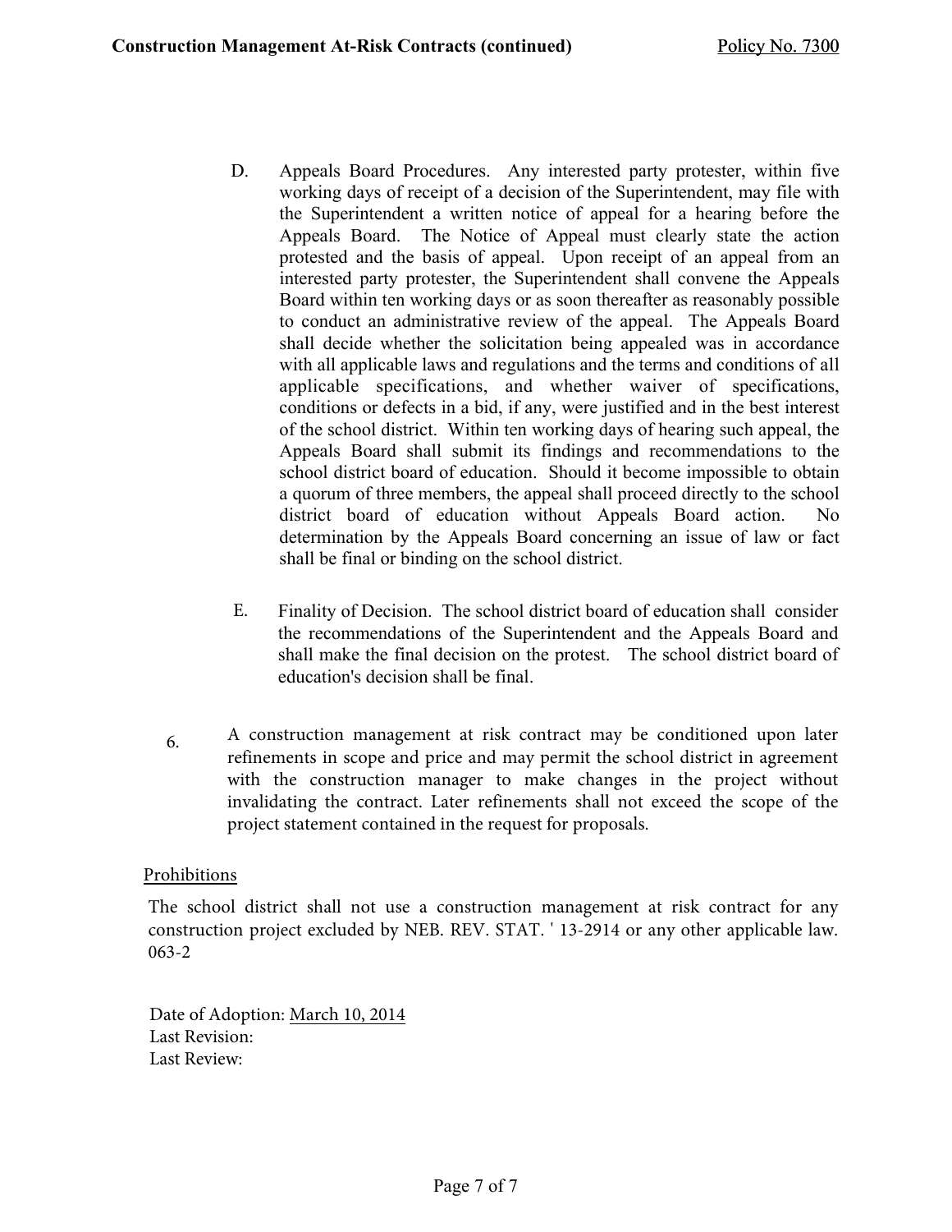D. Appeals Board Procedures. Any interested party protester, within five working days of receipt of a decision of the Superintendent, may file with the Superintendent a written notice of appeal for a hearing before the Appeals Board. The Notice of Appeal must clearly state the action protested and the basis of appeal. Upon receipt of an appeal from an interested party protester, the Superintendent shall convene the Appeals Board within ten working days or as soon thereafter as reasonably possible to conduct an administrative review of the appeal. The Appeals Board shall decide whether the solicitation being appealed was in accordance with all applicable laws and regulations and the terms and conditions of all applicable specifications, and whether waiver of specifications, conditions or defects in a bid, if any, were justified and in the best interest of the school district. Within ten working days of hearing such appeal, the Appeals Board shall submit its findings and recommendations to the school district board of education. Should it become impossible to obtain a quorum of three members, the appeal shall proceed directly to the school district board of education without Appeals Board action. No determination by the Appeals Board concerning an issue of law or fact shall be final or binding on the school district.

E. Finality of Decision. The school district board of education shall consider the recommendations of the Superintendent and the Appeals Board and shall make the final decision on the protest. The school district board of education's decision shall be final.

6. A construction management at risk contract may be conditioned upon later refinements in scope and price and may permit the school district in agreement with the construction manager to make changes in the project without invalidating the contract. Later refinements shall not exceed the scope of the project statement contained in the request for proposals.

Prohibitions

The school district shall not use a construction management at risk contract for any construction project excluded by NEB. REV. STAT. ' 13-2914 or any other applicable law. 063-2

Date of Adoption: March 10, 2014
Last Revision:
Last Review: